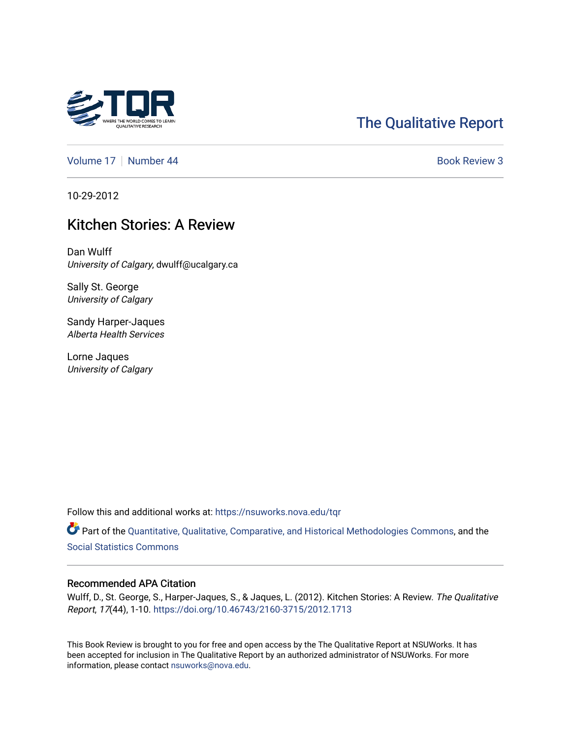The Qualitative Report

Volume 17 | Number 44 | Book Review 3

10-29-2012

# Kitchen Stories: A Review

Dan Wulff
*University of Calgary*, dwulff@ucalgary.ca

Sally St. George
*University of Calgary*

Sandy Harper-Jaques
*Alberta Health Services*

Lorne Jaques
*University of Calgary*

Follow this and additional works at: https://nsuworks.nova.edu/tqr

Part of the Quantitative, Qualitative, Comparative, and Historical Methodologies Commons, and the Social Statistics Commons

## Recommended APA Citation

Wulff, D., St. George, S., Harper-Jaques, S., & Jaques, L. (2012). Kitchen Stories: A Review. *The Qualitative Report*, *17*(44), 1-10. https://doi.org/10.46743/2160-3715/2012.1713

This Book Review is brought to you for free and open access by the The Qualitative Report at NSUWorks. It has been accepted for inclusion in The Qualitative Report by an authorized administrator of NSUWorks. For more information, please contact nsuworks@nova.edu.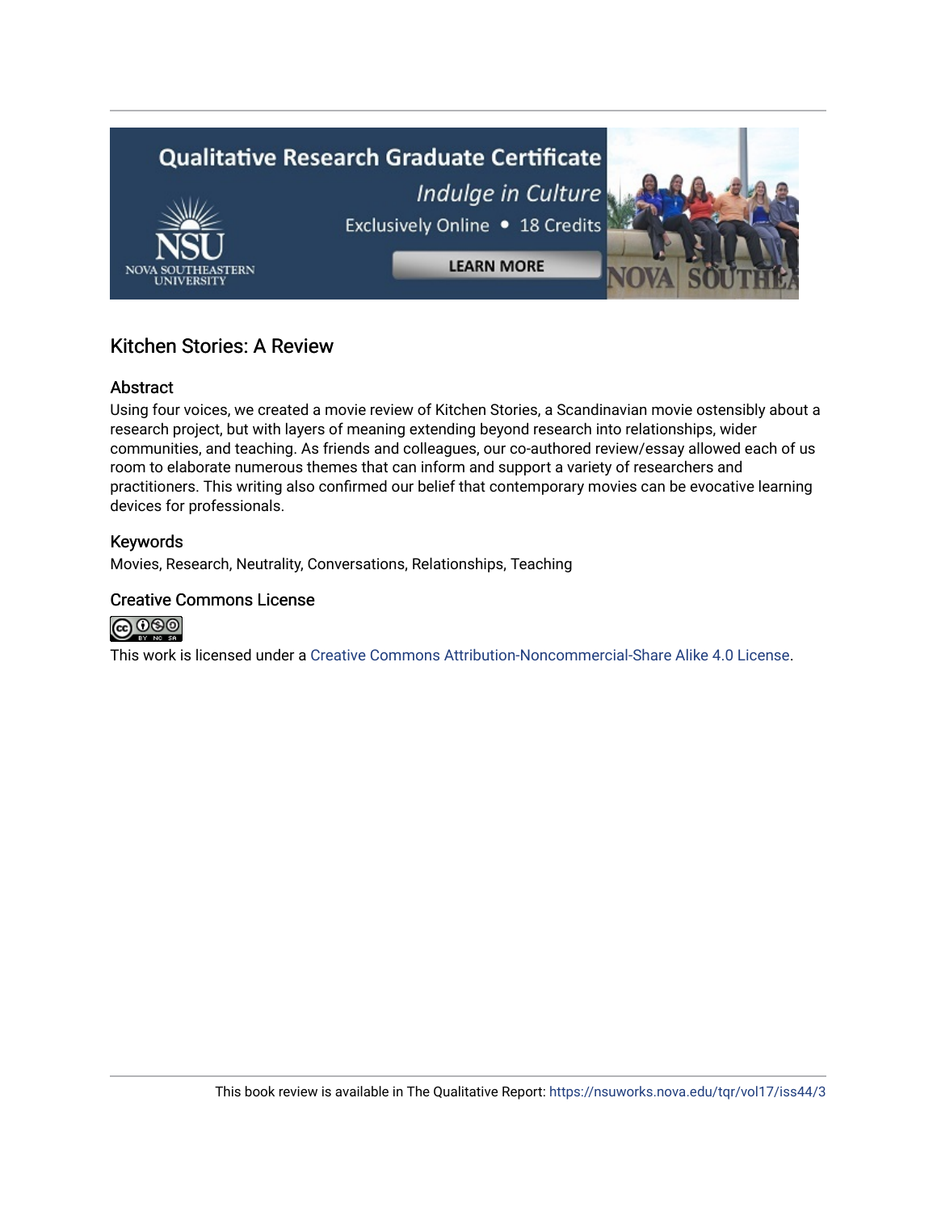# Kitchen Stories: A Review

## Abstract

Using four voices, we created a movie review of Kitchen Stories, a Scandinavian movie ostensibly about a research project, but with layers of meaning extending beyond research into relationships, wider communities, and teaching. As friends and colleagues, our co-authored review/essay allowed each of us room to elaborate numerous themes that can inform and support a variety of researchers and practitioners. This writing also confirmed our belief that contemporary movies can be evocative learning devices for professionals.

## Keywords

Movies, Research, Neutrality, Conversations, Relationships, Teaching

## Creative Commons License

This work is licensed under a Creative Commons Attribution-Noncommercial-Share Alike 4.0 License.

This book review is available in The Qualitative Report: https://nsuworks.nova.edu/tqr/vol17/iss44/3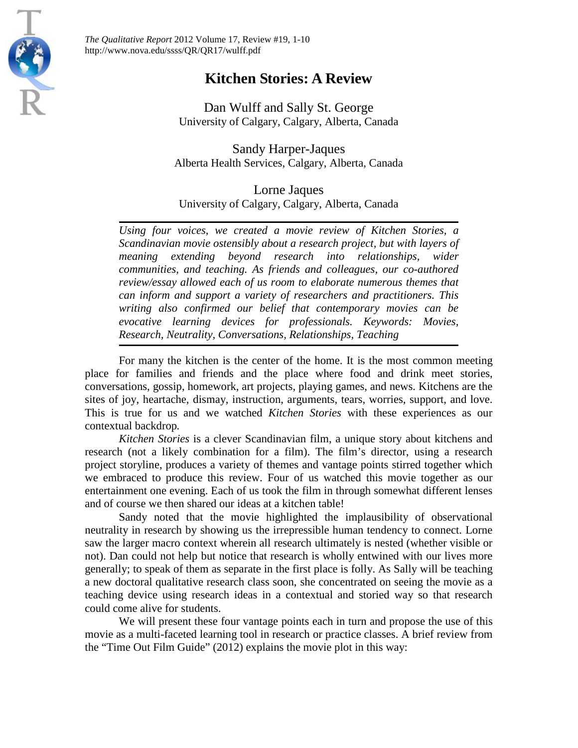# Kitchen Stories: A Review

Dan Wulff and Sally St. George
University of Calgary, Calgary, Alberta, Canada

Sandy Harper-Jaques
Alberta Health Services, Calgary, Alberta, Canada

Lorne Jaques
University of Calgary, Calgary, Alberta, Canada

*Using four voices, we created a movie review of Kitchen Stories, a Scandinavian movie ostensibly about a research project, but with layers of meaning extending beyond research into relationships, wider communities, and teaching. As friends and colleagues, our co-authored review/essay allowed each of us room to elaborate numerous themes that can inform and support a variety of researchers and practitioners. This writing also confirmed our belief that contemporary movies can be evocative learning devices for professionals. Keywords: Movies, Research, Neutrality, Conversations, Relationships, Teaching*

For many the kitchen is the center of the home. It is the most common meeting place for families and friends and the place where food and drink meet stories, conversations, gossip, homework, art projects, playing games, and news. Kitchens are the sites of joy, heartache, dismay, instruction, arguments, tears, worries, support, and love. This is true for us and we watched *Kitchen Stories* with these experiences as our contextual backdrop.

*Kitchen Stories* is a clever Scandinavian film, a unique story about kitchens and research (not a likely combination for a film). The film's director, using a research project storyline, produces a variety of themes and vantage points stirred together which we embraced to produce this review. Four of us watched this movie together as our entertainment one evening. Each of us took the film in through somewhat different lenses and of course we then shared our ideas at a kitchen table!

Sandy noted that the movie highlighted the implausibility of observational neutrality in research by showing us the irrepressible human tendency to connect. Lorne saw the larger macro context wherein all research ultimately is nested (whether visible or not). Dan could not help but notice that research is wholly entwined with our lives more generally; to speak of them as separate in the first place is folly. As Sally will be teaching a new doctoral qualitative research class soon, she concentrated on seeing the movie as a teaching device using research ideas in a contextual and storied way so that research could come alive for students.

We will present these four vantage points each in turn and propose the use of this movie as a multi-faceted learning tool in research or practice classes. A brief review from the "Time Out Film Guide" (2012) explains the movie plot in this way: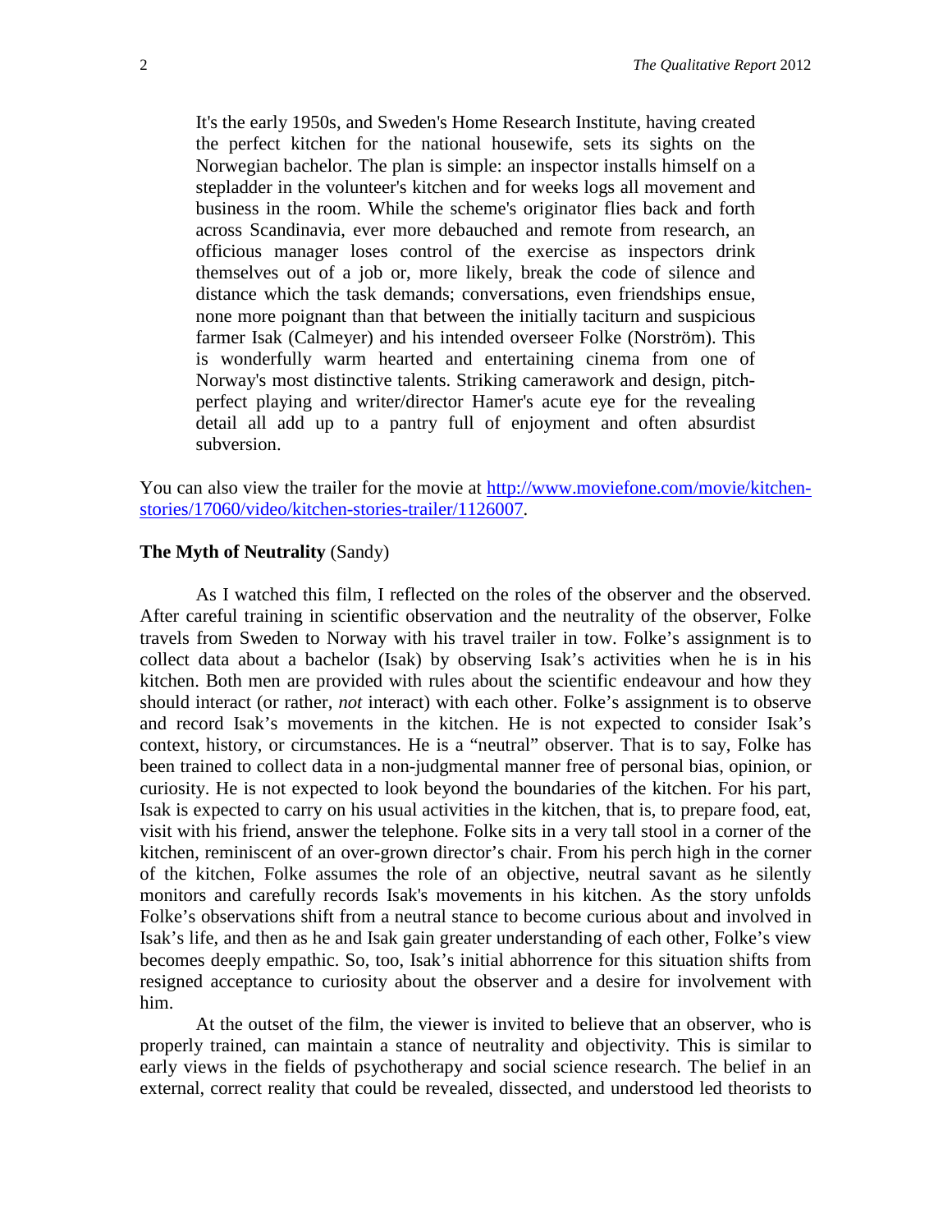> It's the early 1950s, and Sweden's Home Research Institute, having created the perfect kitchen for the national housewife, sets its sights on the Norwegian bachelor. The plan is simple: an inspector installs himself on a stepladder in the volunteer's kitchen and for weeks logs all movement and business in the room. While the scheme's originator flies back and forth across Scandinavia, ever more debauched and remote from research, an officious manager loses control of the exercise as inspectors drink themselves out of a job or, more likely, break the code of silence and distance which the task demands; conversations, even friendships ensue, none more poignant than that between the initially taciturn and suspicious farmer Isak (Calmeyer) and his intended overseer Folke (Norström). This is wonderfully warm hearted and entertaining cinema from one of Norway's most distinctive talents. Striking camerawork and design, pitch-perfect playing and writer/director Hamer's acute eye for the revealing detail all add up to a pantry full of enjoyment and often absurdist subversion.

You can also view the trailer for the movie at [http://www.moviefone.com/movie/kitchen-stories/17060/video/kitchen-stories-trailer/1126007](http://www.moviefone.com/movie/kitchen-stories/17060/video/kitchen-stories-trailer/1126007).

### **The Myth of Neutrality** (Sandy)

As I watched this film, I reflected on the roles of the observer and the observed. After careful training in scientific observation and the neutrality of the observer, Folke travels from Sweden to Norway with his travel trailer in tow. Folke's assignment is to collect data about a bachelor (Isak) by observing Isak's activities when he is in his kitchen. Both men are provided with rules about the scientific endeavour and how they should interact (or rather, *not* interact) with each other. Folke's assignment is to observe and record Isak's movements in the kitchen. He is not expected to consider Isak's context, history, or circumstances. He is a "neutral" observer. That is to say, Folke has been trained to collect data in a non-judgmental manner free of personal bias, opinion, or curiosity. He is not expected to look beyond the boundaries of the kitchen. For his part, Isak is expected to carry on his usual activities in the kitchen, that is, to prepare food, eat, visit with his friend, answer the telephone. Folke sits in a very tall stool in a corner of the kitchen, reminiscent of an over-grown director's chair. From his perch high in the corner of the kitchen, Folke assumes the role of an objective, neutral savant as he silently monitors and carefully records Isak's movements in his kitchen. As the story unfolds Folke's observations shift from a neutral stance to become curious about and involved in Isak's life, and then as he and Isak gain greater understanding of each other, Folke's view becomes deeply empathic. So, too, Isak's initial abhorrence for this situation shifts from resigned acceptance to curiosity about the observer and a desire for involvement with him.

At the outset of the film, the viewer is invited to believe that an observer, who is properly trained, can maintain a stance of neutrality and objectivity. This is similar to early views in the fields of psychotherapy and social science research. The belief in an external, correct reality that could be revealed, dissected, and understood led theorists to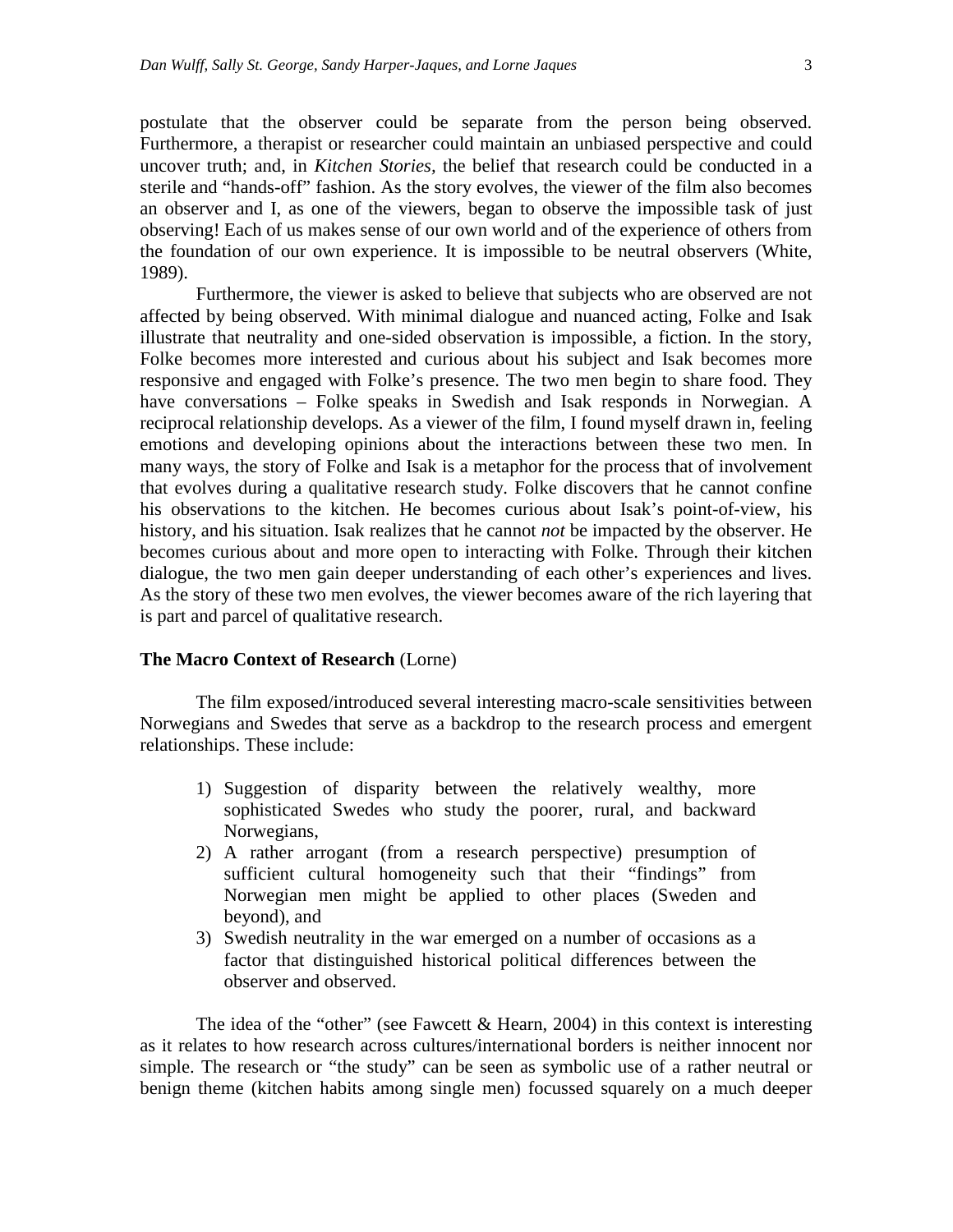postulate that the observer could be separate from the person being observed. Furthermore, a therapist or researcher could maintain an unbiased perspective and could uncover truth; and, in *Kitchen Stories*, the belief that research could be conducted in a sterile and "hands-off" fashion. As the story evolves, the viewer of the film also becomes an observer and I, as one of the viewers, began to observe the impossible task of just observing! Each of us makes sense of our own world and of the experience of others from the foundation of our own experience. It is impossible to be neutral observers (White, 1989).

Furthermore, the viewer is asked to believe that subjects who are observed are not affected by being observed. With minimal dialogue and nuanced acting, Folke and Isak illustrate that neutrality and one-sided observation is impossible, a fiction. In the story, Folke becomes more interested and curious about his subject and Isak becomes more responsive and engaged with Folke's presence. The two men begin to share food. They have conversations – Folke speaks in Swedish and Isak responds in Norwegian. A reciprocal relationship develops. As a viewer of the film, I found myself drawn in, feeling emotions and developing opinions about the interactions between these two men. In many ways, the story of Folke and Isak is a metaphor for the process that of involvement that evolves during a qualitative research study. Folke discovers that he cannot confine his observations to the kitchen. He becomes curious about Isak's point-of-view, his history, and his situation. Isak realizes that he cannot *not* be impacted by the observer. He becomes curious about and more open to interacting with Folke. Through their kitchen dialogue, the two men gain deeper understanding of each other's experiences and lives. As the story of these two men evolves, the viewer becomes aware of the rich layering that is part and parcel of qualitative research.

**The Macro Context of Research** (Lorne)

The film exposed/introduced several interesting macro-scale sensitivities between Norwegians and Swedes that serve as a backdrop to the research process and emergent relationships. These include:

1) Suggestion of disparity between the relatively wealthy, more sophisticated Swedes who study the poorer, rural, and backward Norwegians,
2) A rather arrogant (from a research perspective) presumption of sufficient cultural homogeneity such that their "findings" from Norwegian men might be applied to other places (Sweden and beyond), and
3) Swedish neutrality in the war emerged on a number of occasions as a factor that distinguished historical political differences between the observer and observed.

The idea of the "other" (see Fawcett & Hearn, 2004) in this context is interesting as it relates to how research across cultures/international borders is neither innocent nor simple. The research or "the study" can be seen as symbolic use of a rather neutral or benign theme (kitchen habits among single men) focussed squarely on a much deeper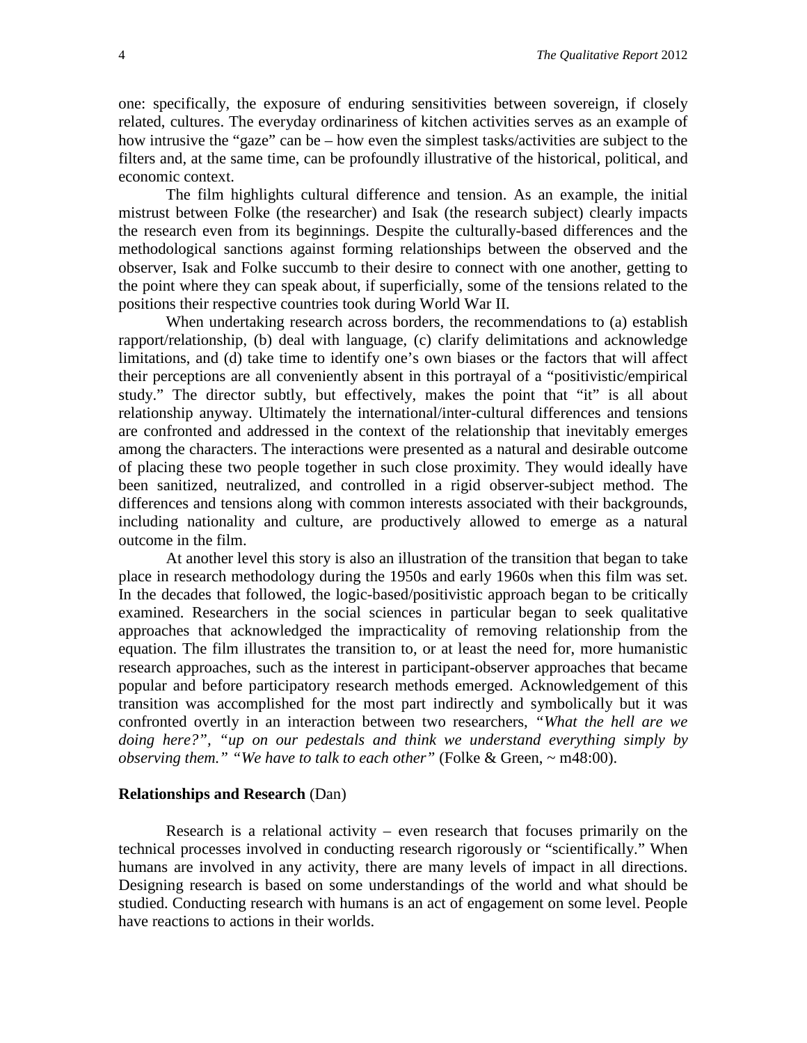one: specifically, the exposure of enduring sensitivities between sovereign, if closely related, cultures. The everyday ordinariness of kitchen activities serves as an example of how intrusive the "gaze" can be – how even the simplest tasks/activities are subject to the filters and, at the same time, can be profoundly illustrative of the historical, political, and economic context.

The film highlights cultural difference and tension. As an example, the initial mistrust between Folke (the researcher) and Isak (the research subject) clearly impacts the research even from its beginnings. Despite the culturally-based differences and the methodological sanctions against forming relationships between the observed and the observer, Isak and Folke succumb to their desire to connect with one another, getting to the point where they can speak about, if superficially, some of the tensions related to the positions their respective countries took during World War II.

When undertaking research across borders, the recommendations to (a) establish rapport/relationship, (b) deal with language, (c) clarify delimitations and acknowledge limitations, and (d) take time to identify one's own biases or the factors that will affect their perceptions are all conveniently absent in this portrayal of a "positivistic/empirical study." The director subtly, but effectively, makes the point that "it" is all about relationship anyway. Ultimately the international/inter-cultural differences and tensions are confronted and addressed in the context of the relationship that inevitably emerges among the characters. The interactions were presented as a natural and desirable outcome of placing these two people together in such close proximity. They would ideally have been sanitized, neutralized, and controlled in a rigid observer-subject method. The differences and tensions along with common interests associated with their backgrounds, including nationality and culture, are productively allowed to emerge as a natural outcome in the film.

At another level this story is also an illustration of the transition that began to take place in research methodology during the 1950s and early 1960s when this film was set. In the decades that followed, the logic-based/positivistic approach began to be critically examined. Researchers in the social sciences in particular began to seek qualitative approaches that acknowledged the impracticality of removing relationship from the equation. The film illustrates the transition to, or at least the need for, more humanistic research approaches, such as the interest in participant-observer approaches that became popular and before participatory research methods emerged. Acknowledgement of this transition was accomplished for the most part indirectly and symbolically but it was confronted overtly in an interaction between two researchers, *"What the hell are we doing here?", "up on our pedestals and think we understand everything simply by observing them." "We have to talk to each other"* (Folke & Green, ~ m48:00).

### **Relationships and Research** (Dan)

Research is a relational activity – even research that focuses primarily on the technical processes involved in conducting research rigorously or "scientifically." When humans are involved in any activity, there are many levels of impact in all directions. Designing research is based on some understandings of the world and what should be studied. Conducting research with humans is an act of engagement on some level. People have reactions to actions in their worlds.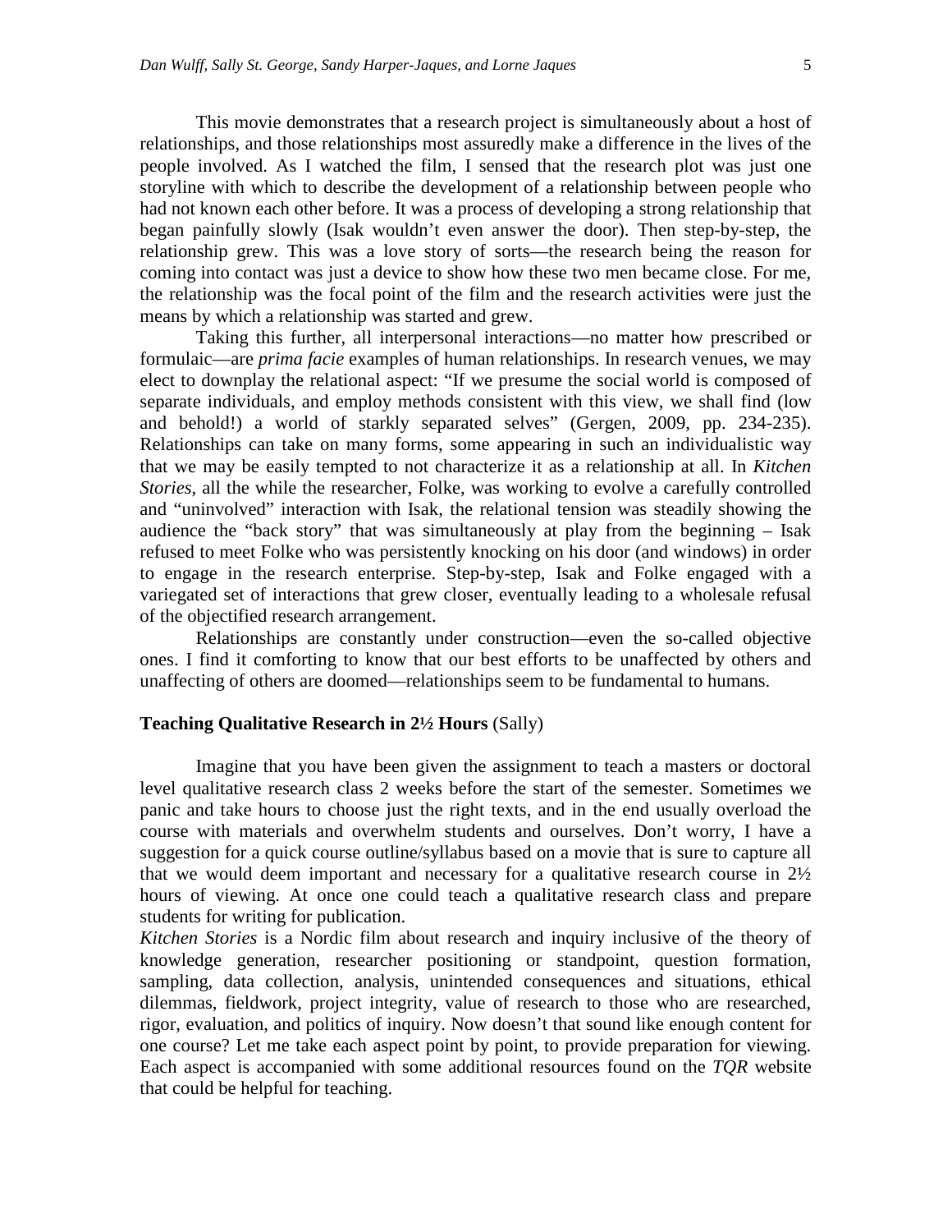This movie demonstrates that a research project is simultaneously about a host of relationships, and those relationships most assuredly make a difference in the lives of the people involved. As I watched the film, I sensed that the research plot was just one storyline with which to describe the development of a relationship between people who had not known each other before. It was a process of developing a strong relationship that began painfully slowly (Isak wouldn't even answer the door). Then step-by-step, the relationship grew. This was a love story of sorts—the research being the reason for coming into contact was just a device to show how these two men became close. For me, the relationship was the focal point of the film and the research activities were just the means by which a relationship was started and grew.

Taking this further, all interpersonal interactions—no matter how prescribed or formulaic—are *prima facie* examples of human relationships. In research venues, we may elect to downplay the relational aspect: "If we presume the social world is composed of separate individuals, and employ methods consistent with this view, we shall find (low and behold!) a world of starkly separated selves" (Gergen, 2009, pp. 234-235). Relationships can take on many forms, some appearing in such an individualistic way that we may be easily tempted to not characterize it as a relationship at all. In *Kitchen Stories*, all the while the researcher, Folke, was working to evolve a carefully controlled and "uninvolved" interaction with Isak, the relational tension was steadily showing the audience the "back story" that was simultaneously at play from the beginning – Isak refused to meet Folke who was persistently knocking on his door (and windows) in order to engage in the research enterprise. Step-by-step, Isak and Folke engaged with a variegated set of interactions that grew closer, eventually leading to a wholesale refusal of the objectified research arrangement.

Relationships are constantly under construction—even the so-called objective ones. I find it comforting to know that our best efforts to be unaffected by others and unaffecting of others are doomed—relationships seem to be fundamental to humans.

**Teaching Qualitative Research in 2½ Hours** (Sally)

Imagine that you have been given the assignment to teach a masters or doctoral level qualitative research class 2 weeks before the start of the semester. Sometimes we panic and take hours to choose just the right texts, and in the end usually overload the course with materials and overwhelm students and ourselves. Don't worry, I have a suggestion for a quick course outline/syllabus based on a movie that is sure to capture all that we would deem important and necessary for a qualitative research course in 2½ hours of viewing. At once one could teach a qualitative research class and prepare students for writing for publication.

*Kitchen Stories* is a Nordic film about research and inquiry inclusive of the theory of knowledge generation, researcher positioning or standpoint, question formation, sampling, data collection, analysis, unintended consequences and situations, ethical dilemmas, fieldwork, project integrity, value of research to those who are researched, rigor, evaluation, and politics of inquiry. Now doesn't that sound like enough content for one course? Let me take each aspect point by point, to provide preparation for viewing. Each aspect is accompanied with some additional resources found on the *TQR* website that could be helpful for teaching.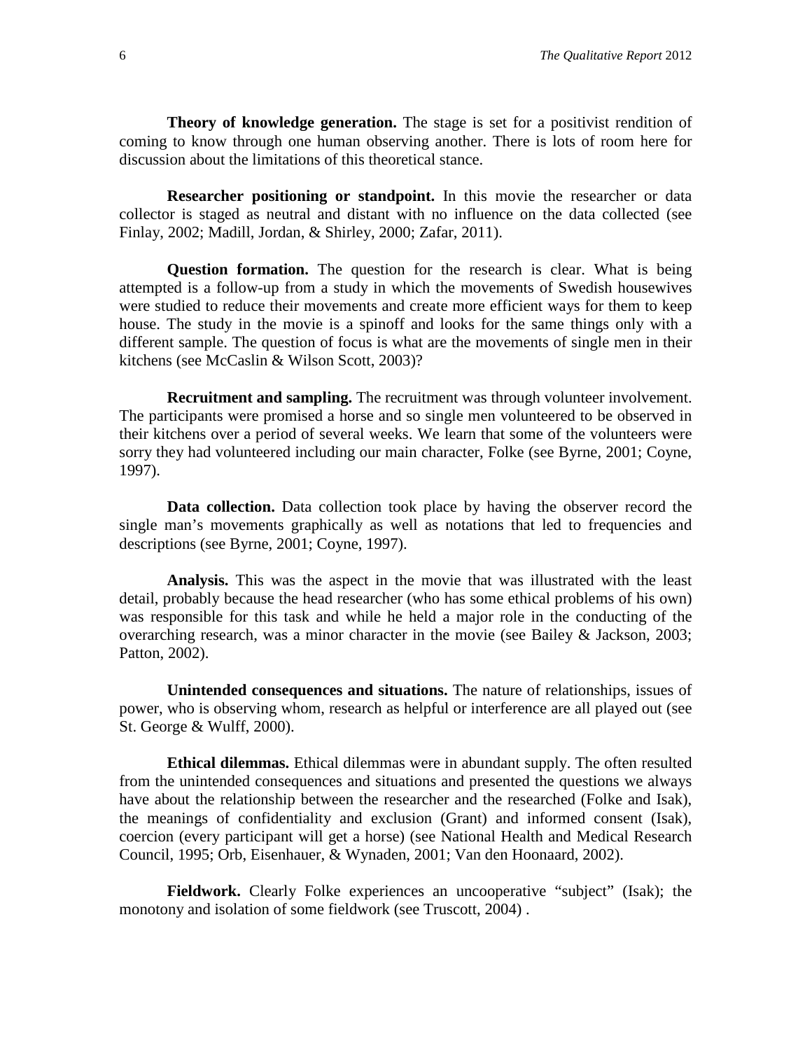**Theory of knowledge generation.** The stage is set for a positivist rendition of coming to know through one human observing another. There is lots of room here for discussion about the limitations of this theoretical stance.

**Researcher positioning or standpoint.** In this movie the researcher or data collector is staged as neutral and distant with no influence on the data collected (see Finlay, 2002; Madill, Jordan, & Shirley, 2000; Zafar, 2011).

**Question formation.** The question for the research is clear. What is being attempted is a follow-up from a study in which the movements of Swedish housewives were studied to reduce their movements and create more efficient ways for them to keep house. The study in the movie is a spinoff and looks for the same things only with a different sample. The question of focus is what are the movements of single men in their kitchens (see McCaslin & Wilson Scott, 2003)?

**Recruitment and sampling.** The recruitment was through volunteer involvement. The participants were promised a horse and so single men volunteered to be observed in their kitchens over a period of several weeks. We learn that some of the volunteers were sorry they had volunteered including our main character, Folke (see Byrne, 2001; Coyne, 1997).

**Data collection.** Data collection took place by having the observer record the single man's movements graphically as well as notations that led to frequencies and descriptions (see Byrne, 2001; Coyne, 1997).

**Analysis.** This was the aspect in the movie that was illustrated with the least detail, probably because the head researcher (who has some ethical problems of his own) was responsible for this task and while he held a major role in the conducting of the overarching research, was a minor character in the movie (see Bailey & Jackson, 2003; Patton, 2002).

**Unintended consequences and situations.** The nature of relationships, issues of power, who is observing whom, research as helpful or interference are all played out (see St. George & Wulff, 2000).

**Ethical dilemmas.** Ethical dilemmas were in abundant supply. The often resulted from the unintended consequences and situations and presented the questions we always have about the relationship between the researcher and the researched (Folke and Isak), the meanings of confidentiality and exclusion (Grant) and informed consent (Isak), coercion (every participant will get a horse) (see National Health and Medical Research Council, 1995; Orb, Eisenhauer, & Wynaden, 2001; Van den Hoonaard, 2002).

**Fieldwork.** Clearly Folke experiences an uncooperative "subject" (Isak); the monotony and isolation of some fieldwork (see Truscott, 2004) .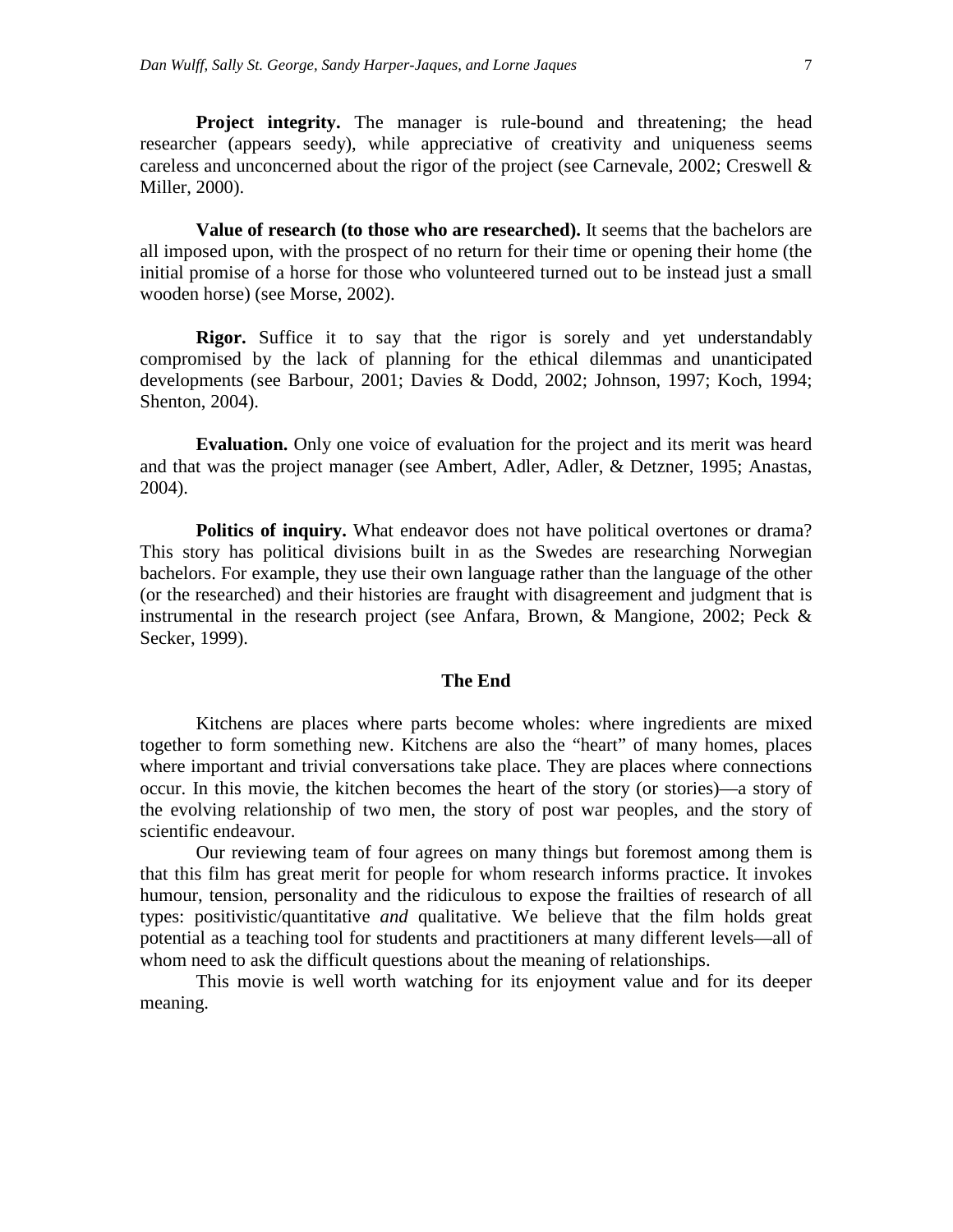**Project integrity.** The manager is rule-bound and threatening; the head researcher (appears seedy), while appreciative of creativity and uniqueness seems careless and unconcerned about the rigor of the project (see Carnevale, 2002; Creswell & Miller, 2000).

**Value of research (to those who are researched).** It seems that the bachelors are all imposed upon, with the prospect of no return for their time or opening their home (the initial promise of a horse for those who volunteered turned out to be instead just a small wooden horse) (see Morse, 2002).

**Rigor.** Suffice it to say that the rigor is sorely and yet understandably compromised by the lack of planning for the ethical dilemmas and unanticipated developments (see Barbour, 2001; Davies & Dodd, 2002; Johnson, 1997; Koch, 1994; Shenton, 2004).

**Evaluation.** Only one voice of evaluation for the project and its merit was heard and that was the project manager (see Ambert, Adler, Adler, & Detzner, 1995; Anastas, 2004).

**Politics of inquiry.** What endeavor does not have political overtones or drama? This story has political divisions built in as the Swedes are researching Norwegian bachelors. For example, they use their own language rather than the language of the other (or the researched) and their histories are fraught with disagreement and judgment that is instrumental in the research project (see Anfara, Brown, & Mangione, 2002; Peck & Secker, 1999).

## The End

Kitchens are places where parts become wholes: where ingredients are mixed together to form something new. Kitchens are also the "heart" of many homes, places where important and trivial conversations take place. They are places where connections occur. In this movie, the kitchen becomes the heart of the story (or stories)—a story of the evolving relationship of two men, the story of post war peoples, and the story of scientific endeavour.

Our reviewing team of four agrees on many things but foremost among them is that this film has great merit for people for whom research informs practice. It invokes humour, tension, personality and the ridiculous to expose the frailties of research of all types: positivistic/quantitative *and* qualitative. We believe that the film holds great potential as a teaching tool for students and practitioners at many different levels—all of whom need to ask the difficult questions about the meaning of relationships.

This movie is well worth watching for its enjoyment value and for its deeper meaning.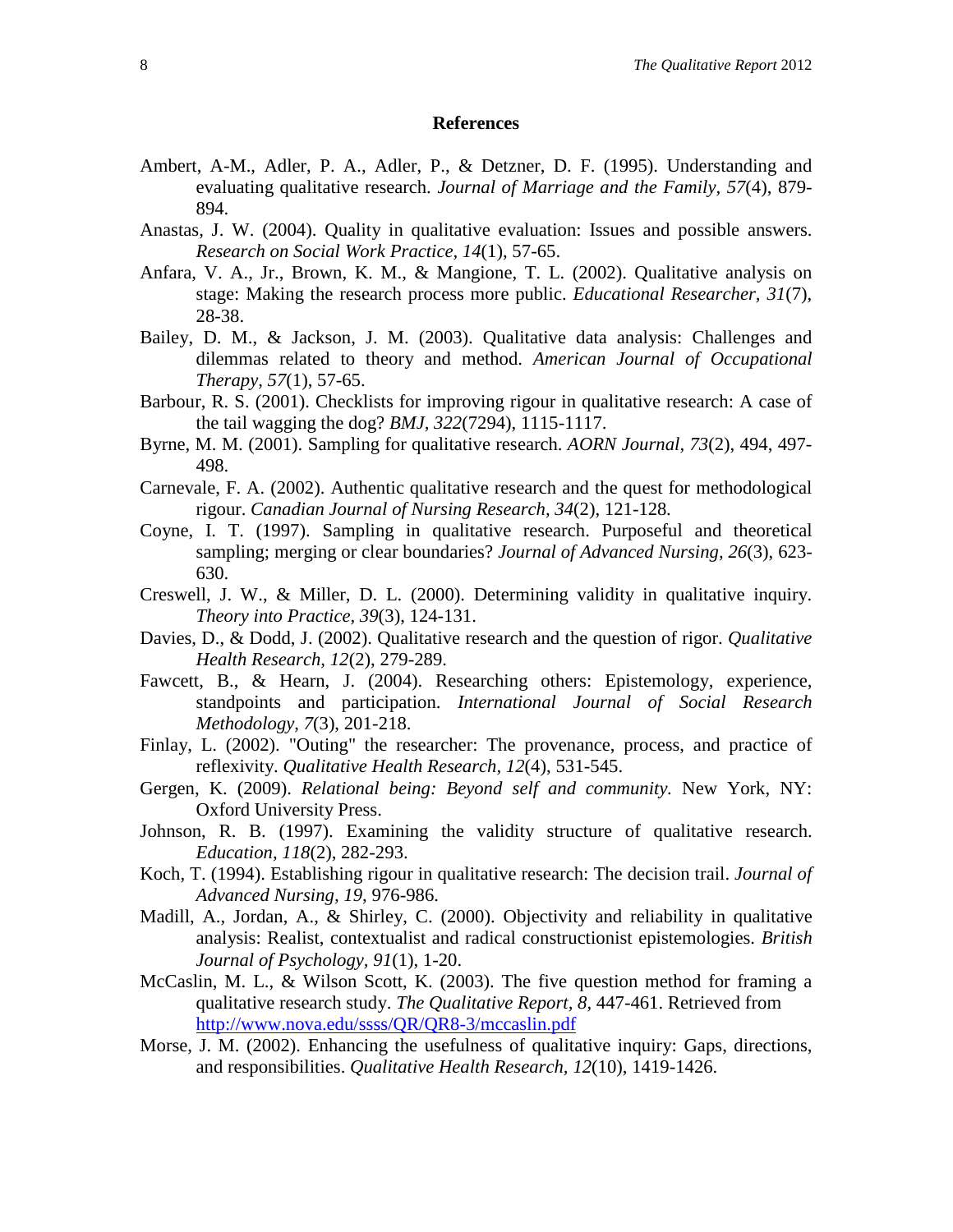## References

Ambert, A-M., Adler, P. A., Adler, P., & Detzner, D. F. (1995). Understanding and evaluating qualitative research. *Journal of Marriage and the Family, 57*(4), 879-894.

Anastas, J. W. (2004). Quality in qualitative evaluation: Issues and possible answers. *Research on Social Work Practice, 14*(1), 57-65.

Anfara, V. A., Jr., Brown, K. M., & Mangione, T. L. (2002). Qualitative analysis on stage: Making the research process more public. *Educational Researcher, 31*(7), 28-38.

Bailey, D. M., & Jackson, J. M. (2003). Qualitative data analysis: Challenges and dilemmas related to theory and method. *American Journal of Occupational Therapy, 57*(1), 57-65.

Barbour, R. S. (2001). Checklists for improving rigour in qualitative research: A case of the tail wagging the dog? *BMJ, 322*(7294), 1115-1117.

Byrne, M. M. (2001). Sampling for qualitative research. *AORN Journal, 73*(2), 494, 497-498.

Carnevale, F. A. (2002). Authentic qualitative research and the quest for methodological rigour. *Canadian Journal of Nursing Research, 34*(2), 121-128.

Coyne, I. T. (1997). Sampling in qualitative research. Purposeful and theoretical sampling; merging or clear boundaries? *Journal of Advanced Nursing, 26*(3), 623-630.

Creswell, J. W., & Miller, D. L. (2000). Determining validity in qualitative inquiry. *Theory into Practice, 39*(3), 124-131.

Davies, D., & Dodd, J. (2002). Qualitative research and the question of rigor. *Qualitative Health Research, 12*(2), 279-289.

Fawcett, B., & Hearn, J. (2004). Researching others: Epistemology, experience, standpoints and participation. *International Journal of Social Research Methodology, 7*(3), 201-218.

Finlay, L. (2002). "Outing" the researcher: The provenance, process, and practice of reflexivity. *Qualitative Health Research, 12*(4), 531-545.

Gergen, K. (2009). *Relational being: Beyond self and community.* New York, NY: Oxford University Press.

Johnson, R. B. (1997). Examining the validity structure of qualitative research. *Education, 118*(2), 282-293.

Koch, T. (1994). Establishing rigour in qualitative research: The decision trail. *Journal of Advanced Nursing, 19*, 976-986.

Madill, A., Jordan, A., & Shirley, C. (2000). Objectivity and reliability in qualitative analysis: Realist, contextualist and radical constructionist epistemologies. *British Journal of Psychology, 91*(1), 1-20.

McCaslin, M. L., & Wilson Scott, K. (2003). The five question method for framing a qualitative research study. *The Qualitative Report, 8*, 447-461. Retrieved from http://www.nova.edu/ssss/QR/QR8-3/mccaslin.pdf

Morse, J. M. (2002). Enhancing the usefulness of qualitative inquiry: Gaps, directions, and responsibilities. *Qualitative Health Research, 12*(10), 1419-1426.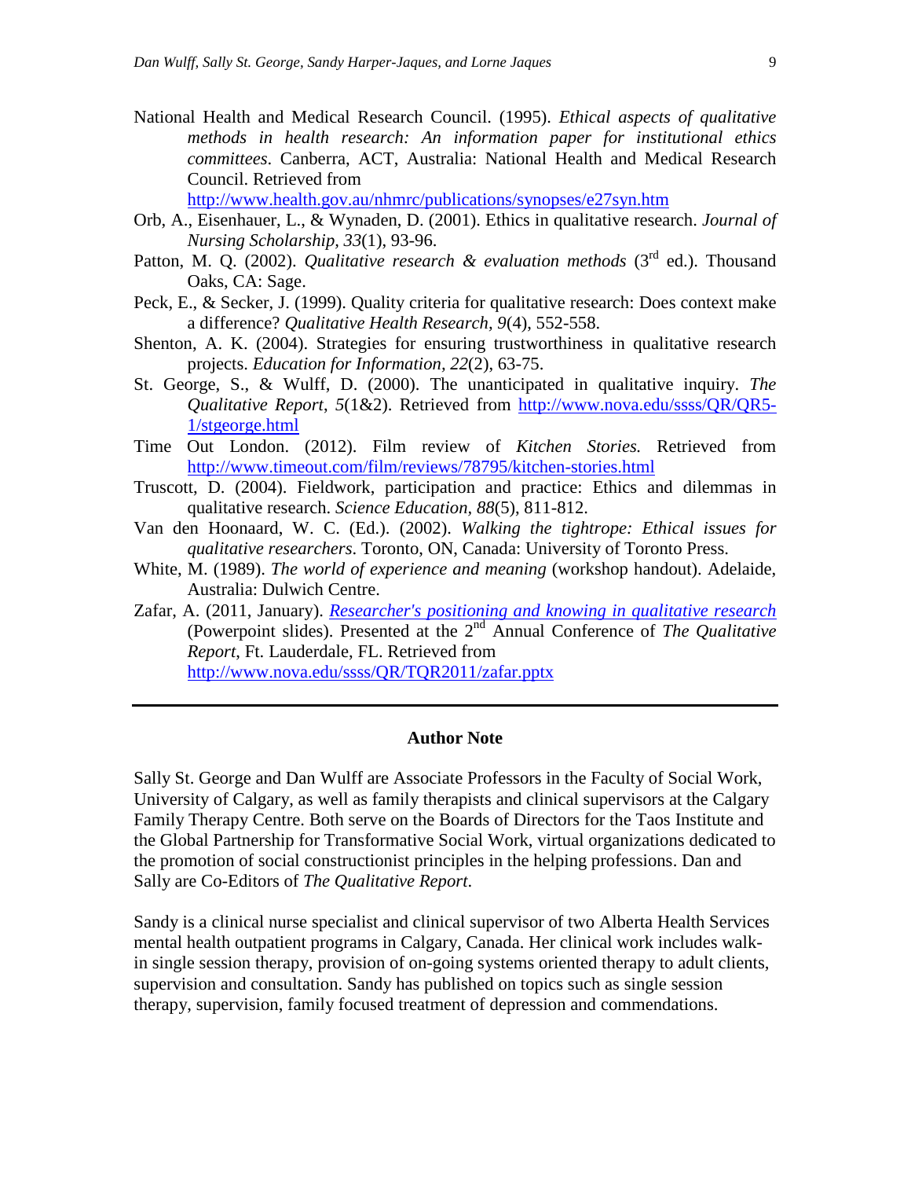National Health and Medical Research Council. (1995). *Ethical aspects of qualitative methods in health research: An information paper for institutional ethics committees*. Canberra, ACT, Australia: National Health and Medical Research Council. Retrieved from http://www.health.gov.au/nhmrc/publications/synopses/e27syn.htm

Orb, A., Eisenhauer, L., & Wynaden, D. (2001). Ethics in qualitative research. *Journal of Nursing Scholarship, 33*(1), 93-96.

Patton, M. Q. (2002). *Qualitative research & evaluation methods* (3rd ed.). Thousand Oaks, CA: Sage.

Peck, E., & Secker, J. (1999). Quality criteria for qualitative research: Does context make a difference? *Qualitative Health Research, 9*(4), 552-558.

Shenton, A. K. (2004). Strategies for ensuring trustworthiness in qualitative research projects. *Education for Information, 22*(2), 63-75.

St. George, S., & Wulff, D. (2000). The unanticipated in qualitative inquiry. *The Qualitative Report*, *5*(1&2). Retrieved from http://www.nova.edu/ssss/QR/QR5-1/stgeorge.html

Time Out London. (2012). Film review of *Kitchen Stories.* Retrieved from http://www.timeout.com/film/reviews/78795/kitchen-stories.html

Truscott, D. (2004). Fieldwork, participation and practice: Ethics and dilemmas in qualitative research. *Science Education*, *88*(5), 811-812.

Van den Hoonaard, W. C. (Ed.). (2002). *Walking the tightrope: Ethical issues for qualitative researchers*. Toronto, ON, Canada: University of Toronto Press.

White, M. (1989). *The world of experience and meaning* (workshop handout). Adelaide, Australia: Dulwich Centre.

Zafar, A. (2011, January). *Researcher's positioning and knowing in qualitative research* (Powerpoint slides). Presented at the 2nd Annual Conference of *The Qualitative Report*, Ft. Lauderdale, FL. Retrieved from http://www.nova.edu/ssss/QR/TQR2011/zafar.pptx

---

## Author Note

Sally St. George and Dan Wulff are Associate Professors in the Faculty of Social Work, University of Calgary, as well as family therapists and clinical supervisors at the Calgary Family Therapy Centre. Both serve on the Boards of Directors for the Taos Institute and the Global Partnership for Transformative Social Work, virtual organizations dedicated to the promotion of social constructionist principles in the helping professions. Dan and Sally are Co-Editors of *The Qualitative Report*.

Sandy is a clinical nurse specialist and clinical supervisor of two Alberta Health Services mental health outpatient programs in Calgary, Canada. Her clinical work includes walk-in single session therapy, provision of on-going systems oriented therapy to adult clients, supervision and consultation. Sandy has published on topics such as single session therapy, supervision, family focused treatment of depression and commendations.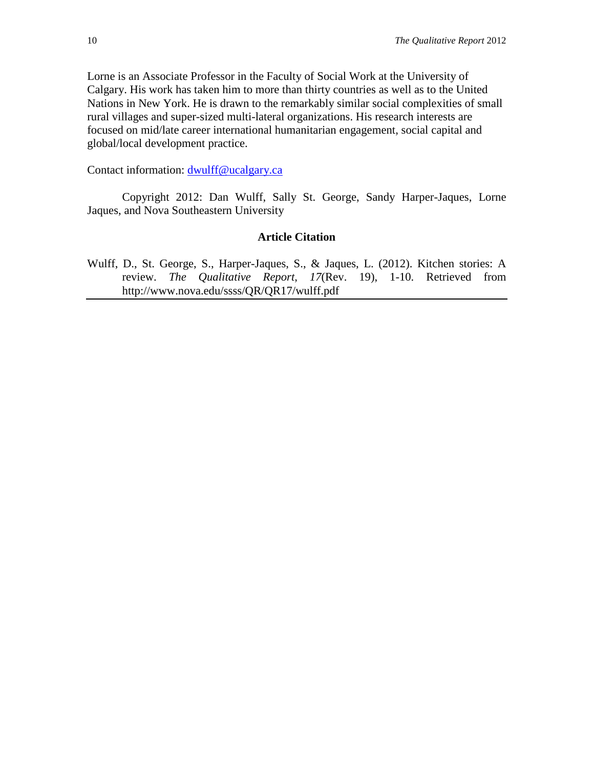Lorne is an Associate Professor in the Faculty of Social Work at the University of Calgary. His work has taken him to more than thirty countries as well as to the United Nations in New York. He is drawn to the remarkably similar social complexities of small rural villages and super-sized multi-lateral organizations. His research interests are focused on mid/late career international humanitarian engagement, social capital and global/local development practice.

Contact information: dwulff@ucalgary.ca

Copyright 2012: Dan Wulff, Sally St. George, Sandy Harper-Jaques, Lorne Jaques, and Nova Southeastern University

**Article Citation**

Wulff, D., St. George, S., Harper-Jaques, S., & Jaques, L. (2012). Kitchen stories: A review. *The Qualitative Report*, *17*(Rev. 19), 1-10. Retrieved from http://www.nova.edu/ssss/QR/QR17/wulff.pdf